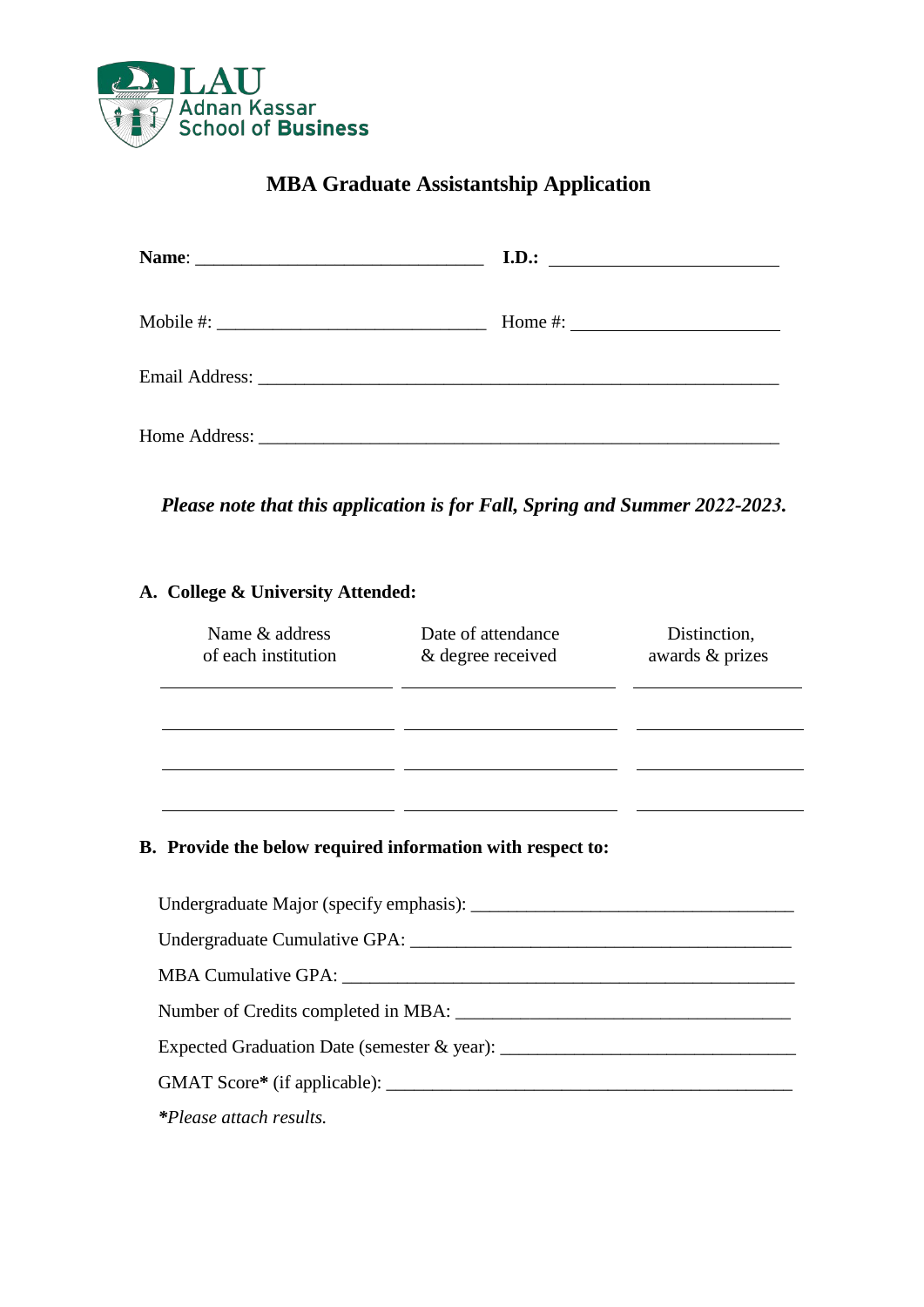LAU
Adnan Kassar
School of Business

# MBA Graduate Assistantship Application

**Name**: ______________________________ **I.D.:** ______________________

Mobile #: ___________________________ Home #: _____________________

Email Address: ______________________________________________________

Home Address: ______________________________________________________

***Please note that this application is for Fall, Spring and Summer 2022-2023.***

## A. College & University Attended:

| Name & address of each institution | Date of attendance & degree received | Distinction, awards & prizes |
| --- | --- | --- |
| | | |
| | | |
| | | |
| | | |

## B. Provide the below required information with respect to:

Undergraduate Major (specify emphasis): _________________________________

Undergraduate Cumulative GPA: _______________________________________

MBA Cumulative GPA: ______________________________________________

Number of Credits completed in MBA: __________________________________

Expected Graduation Date (semester & year): ______________________________

GMAT Score**\*** (if applicable): ___________________________________________

***\*****Please attach results.*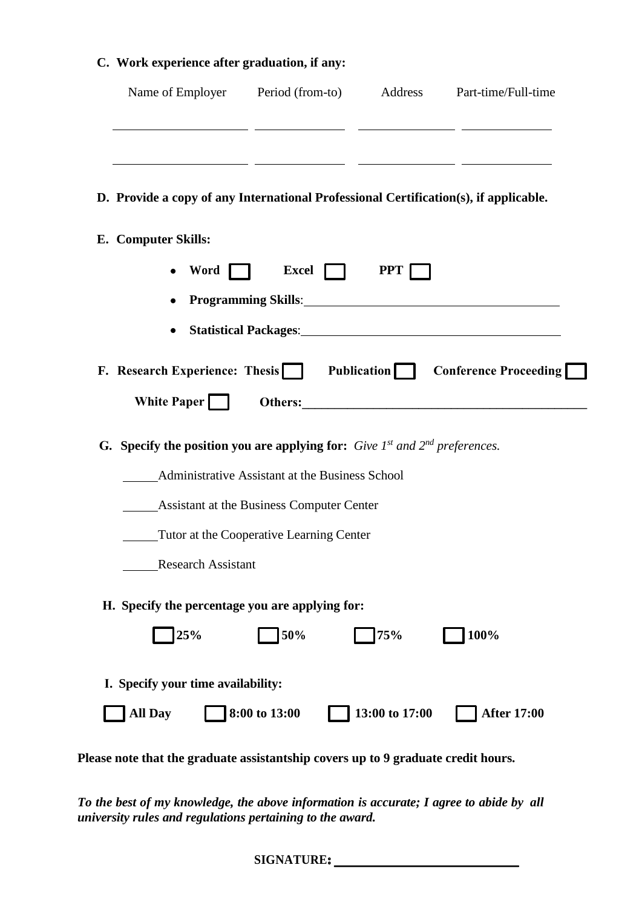**C. Work experience after graduation, if any:**

| Name of Employer | Period (from-to) | Address | Part-time/Full-time |
|---|---|---|---|
| | | | |
| | | | |

**D. Provide a copy of any International Professional Certification(s), if applicable.**

**E. Computer Skills:**

- **Word** ☐ **Excel** ☐ **PPT** ☐
- **Programming Skills**: ______________________________
- **Statistical Packages**: ______________________________

**F. Research Experience: Thesis** ☐ **Publication** ☐ **Conference Proceeding** ☐

**White Paper** ☐ **Others:** ______________________________

**G. Specify the position you are applying for:** *Give 1st and 2nd preferences.*

_____ Administrative Assistant at the Business School

_____ Assistant at the Business Computer Center

_____ Tutor at the Cooperative Learning Center

_____ Research Assistant

**H. Specify the percentage you are applying for:**

☐ **25%** ☐ **50%** ☐ **75%** ☐ **100%**

**I. Specify your time availability:**

☐ **All Day** ☐ **8:00 to 13:00** ☐ **13:00 to 17:00** ☐ **After 17:00**

**Please note that the graduate assistantship covers up to 9 graduate credit hours.**

***To the best of my knowledge, the above information is accurate; I agree to abide by all university rules and regulations pertaining to the award.***

**SIGNATURE:** ______________________________